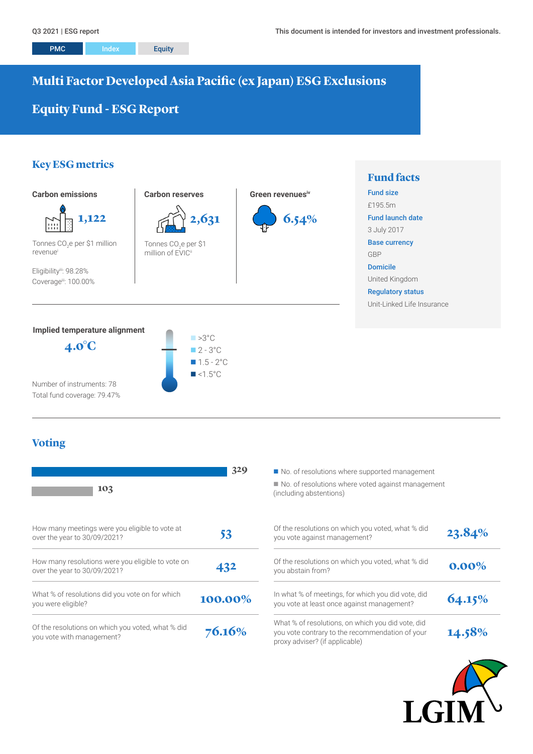Q3 2021 | ESG report

This document is intended for investors and investment professionals.

PMC | Index | Equity

# Multi Factor Developed Asia Pacific (ex Japan) ESG Exclusions Equity Fund - ESG Report

## Key ESG metrics

### Carbon emissions

**1,122**

Tonnes $CO_2e$ per $1 million revenue[i]

Eligibility[iii]: 98.28%

Coverage[iii]: 100.00%

### Carbon reserves

**2,631**

Tonnes $CO_2e$ per $1 million of EVIC[ii]

### Green revenues[iv]

**6.54%**

## Fund facts

**Fund size**
£195.5m

**Fund launch date**
3 July 2017

**Base currency**
GBP

**Domicile**
United Kingdom

**Regulatory status**
Unit-Linked Life Insurance

### Implied temperature alignment

**4.0°C**

- >3°C
- 2 - 3°C
- 1.5 - 2°C
- <1.5°C

Number of instruments: 78

Total fund coverage: 79.47%

## Voting

| | |
|---|---|
| No. of resolutions where supported management | 329 |
| No. of resolutions where voted against management (including abstentions) | 103 |

| Question | Value |
|---|---|
| How many meetings were you eligible to vote at over the year to 30/09/2021? | 53 |
| How many resolutions were you eligible to vote on over the year to 30/09/2021? | 432 |
| What % of resolutions did you vote on for which you were eligible? | 100.00% |
| Of the resolutions on which you voted, what % did you vote with management? | 76.16% |
| Of the resolutions on which you voted, what % did you vote against management? | 23.84% |
| Of the resolutions on which you voted, what % did you abstain from? | 0.00% |
| In what % of meetings, for which you did vote, did you vote at least once against management? | 64.15% |
| What % of resolutions, on which you did vote, did you vote contrary to the recommendation of your proxy adviser? (if applicable) | 14.58% |

LGIM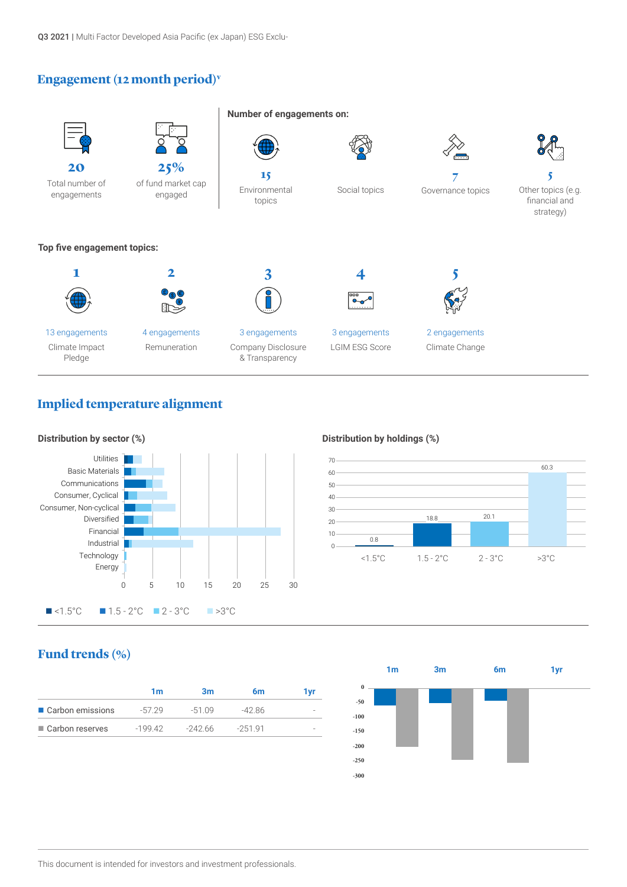## Engagement (12 month period)[v]

**20**
Total number of engagements

**25%**
of fund market cap engaged

**Number of engagements on:**

**15**
Environmental topics

Social topics

**7**
Governance topics

**5**
Other topics (e.g. financial and strategy)

**Top five engagement topics:**

**1**
13 engagements
Climate Impact Pledge

**2**
4 engagements
Remuneration

**3**
3 engagements
Company Disclosure & Transparency

**4**
3 engagements
LGIM ESG Score

**5**
2 engagements
Climate Change

## Implied temperature alignment

**Distribution by sector (%)**

Utilities, Basic Materials, Communications, Consumer, Cyclical, Consumer, Non-cyclical, Diversified, Financial, Industrial, Technology, Energy

0 5 10 15 20 25 30

■ <1.5°C ■ 1.5 - 2°C ■ 2 - 3°C ■ >3°C

**Distribution by holdings (%)**

| <1.5°C | 1.5 - 2°C | 2 - 3°C | >3°C |
|---|---|---|---|
| 0.8 | 18.8 | 20.1 | 60.3 |

## Fund trends (%)

| | 1m | 3m | 6m | 1yr |
|---|---|---|---|---|
| ■ Carbon emissions | -57.29 | -51.09 | -42.86 | - |
| ■ Carbon reserves | -199.42 | -242.66 | -251.91 | - |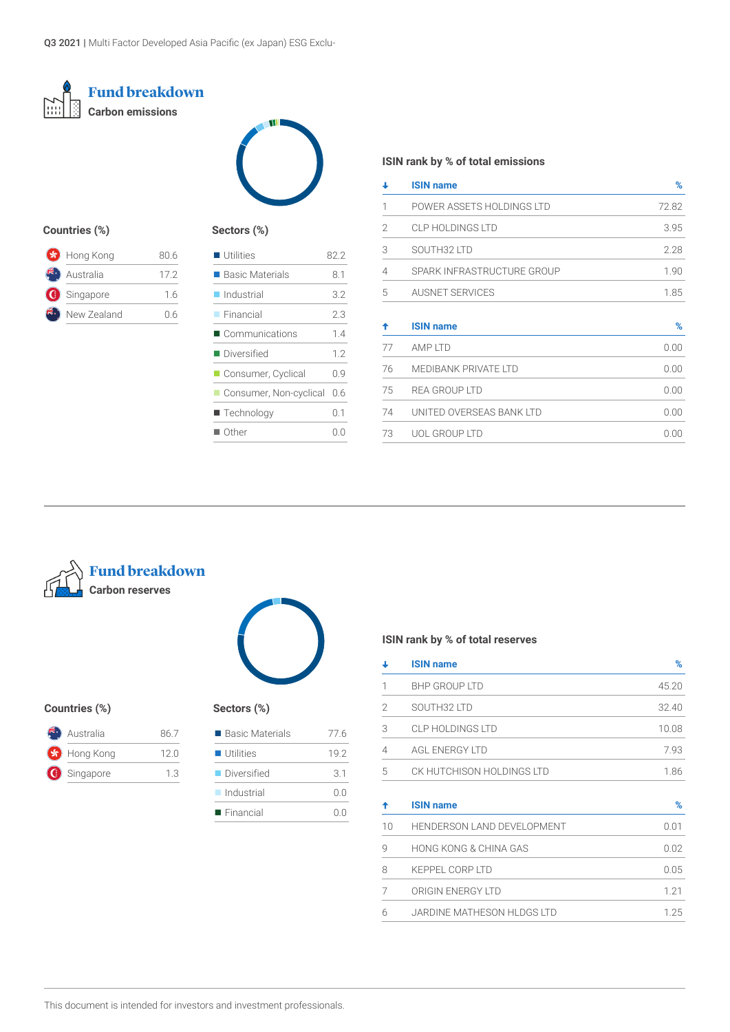## Fund breakdown

### Carbon emissions

**Countries (%)**

| Country | % |
|---|---|
| Hong Kong | 80.6 |
| Australia | 17.2 |
| Singapore | 1.6 |
| New Zealand | 0.6 |

**Sectors (%)**

| Sector | % |
|---|---|
| Utilities | 82.2 |
| Basic Materials | 8.1 |
| Industrial | 3.2 |
| Financial | 2.3 |
| Communications | 1.4 |
| Diversified | 1.2 |
| Consumer, Cyclical | 0.9 |
| Consumer, Non-cyclical | 0.6 |
| Technology | 0.1 |
| Other | 0.0 |

**ISIN rank by % of total emissions**

| ↓ | ISIN name | % |
|---|---|---|
| 1 | POWER ASSETS HOLDINGS LTD | 72.82 |
| 2 | CLP HOLDINGS LTD | 3.95 |
| 3 | SOUTH32 LTD | 2.28 |
| 4 | SPARK INFRASTRUCTURE GROUP | 1.90 |
| 5 | AUSNET SERVICES | 1.85 |

| ↑ | ISIN name | % |
|---|---|---|
| 77 | AMP LTD | 0.00 |
| 76 | MEDIBANK PRIVATE LTD | 0.00 |
| 75 | REA GROUP LTD | 0.00 |
| 74 | UNITED OVERSEAS BANK LTD | 0.00 |
| 73 | UOL GROUP LTD | 0.00 |

## Fund breakdown

### Carbon reserves

**Countries (%)**

| Country | % |
|---|---|
| Australia | 86.7 |
| Hong Kong | 12.0 |
| Singapore | 1.3 |

**Sectors (%)**

| Sector | % |
|---|---|
| Basic Materials | 77.6 |
| Utilities | 19.2 |
| Diversified | 3.1 |
| Industrial | 0.0 |
| Financial | 0.0 |

**ISIN rank by % of total reserves**

| ↓ | ISIN name | % |
|---|---|---|
| 1 | BHP GROUP LTD | 45.20 |
| 2 | SOUTH32 LTD | 32.40 |
| 3 | CLP HOLDINGS LTD | 10.08 |
| 4 | AGL ENERGY LTD | 7.93 |
| 5 | CK HUTCHISON HOLDINGS LTD | 1.86 |

| ↑ | ISIN name | % |
|---|---|---|
| 10 | HENDERSON LAND DEVELOPMENT | 0.01 |
| 9 | HONG KONG & CHINA GAS | 0.02 |
| 8 | KEPPEL CORP LTD | 0.05 |
| 7 | ORIGIN ENERGY LTD | 1.21 |
| 6 | JARDINE MATHESON HLDGS LTD | 1.25 |

This document is intended for investors and investment professionals.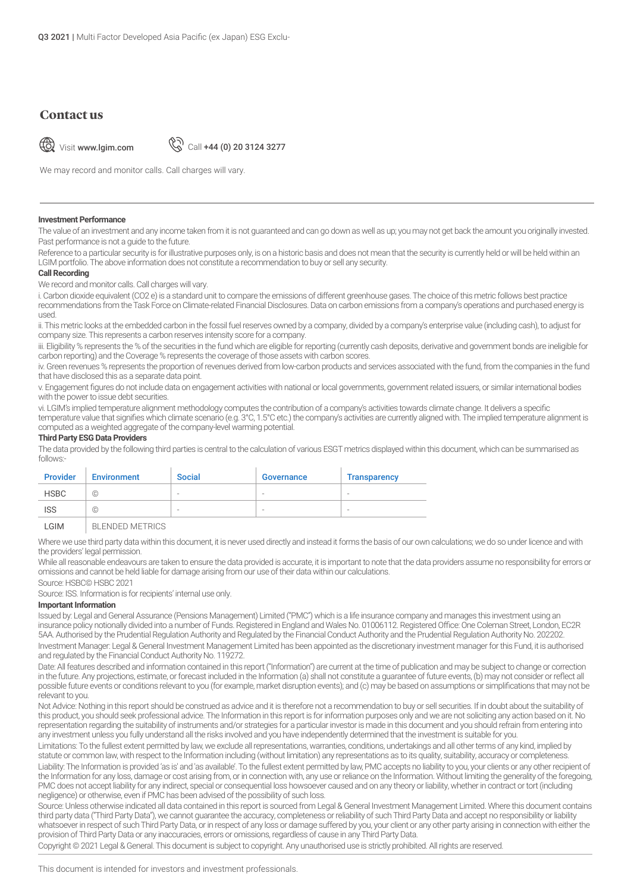## Contact us

Visit www.lgim.com Call +44 (0) 20 3124 3277

We may record and monitor calls. Call charges will vary.

**Investment Performance**

The value of an investment and any income taken from it is not guaranteed and can go down as well as up; you may not get back the amount you originally invested. Past performance is not a guide to the future.

Reference to a particular security is for illustrative purposes only, is on a historic basis and does not mean that the security is currently held or will be held within an LGIM portfolio. The above information does not constitute a recommendation to buy or sell any security.

**Call Recording**

We record and monitor calls. Call charges will vary.

i. Carbon dioxide equivalent ($CO_2$ e) is a standard unit to compare the emissions of different greenhouse gases. The choice of this metric follows best practice recommendations from the Task Force on Climate-related Financial Disclosures. Data on carbon emissions from a company's operations and purchased energy is used.

ii. This metric looks at the embedded carbon in the fossil fuel reserves owned by a company, divided by a company's enterprise value (including cash), to adjust for company size. This represents a carbon reserves intensity score for a company.

iii. Eligibility % represents the % of the securities in the fund which are eligible for reporting (currently cash deposits, derivative and government bonds are ineligible for carbon reporting) and the Coverage % represents the coverage of those assets with carbon scores.

iv. Green revenues % represents the proportion of revenues derived from low-carbon products and services associated with the fund, from the companies in the fund that have disclosed this as a separate data point.

v. Engagement figures do not include data on engagement activities with national or local governments, government related issuers, or similar international bodies with the power to issue debt securities.

vi. LGIM's implied temperature alignment methodology computes the contribution of a company's activities towards climate change. It delivers a specific temperature value that signifies which climate scenario (e.g. 3°C, 1.5°C etc.) the company's activities are currently aligned with. The implied temperature alignment is computed as a weighted aggregate of the company-level warming potential.

**Third Party ESG Data Providers**

The data provided by the following third parties is central to the calculation of various ESGT metrics displayed within this document, which can be summarised as follows:-

| Provider | Environment | Social | Governance | Transparency |
|---|---|---|---|---|
| HSBC | © | - | - | - |
| ISS | © | - | - | - |
| LGIM | BLENDED METRICS | | | |

Where we use third party data within this document, it is never used directly and instead it forms the basis of our own calculations; we do so under licence and with the providers' legal permission.

While all reasonable endeavours are taken to ensure the data provided is accurate, it is important to note that the data providers assume no responsibility for errors or omissions and cannot be held liable for damage arising from our use of their data within our calculations.

Source: HSBC© HSBC 2021

Source: ISS. Information is for recipients' internal use only.

**Important Information**

Issued by: Legal and General Assurance (Pensions Management) Limited ("PMC") which is a life insurance company and manages this investment using an insurance policy notionally divided into a number of Funds. Registered in England and Wales No. 01006112. Registered Office: One Coleman Street, London, EC2R 5AA. Authorised by the Prudential Regulation Authority and Regulated by the Financial Conduct Authority and the Prudential Regulation Authority No. 202202.

Investment Manager: Legal & General Investment Management Limited has been appointed as the discretionary investment manager for this Fund, it is authorised and regulated by the Financial Conduct Authority No. 119272.

Date: All features described and information contained in this report ("Information") are current at the time of publication and may be subject to change or correction in the future. Any projections, estimate, or forecast included in the Information (a) shall not constitute a guarantee of future events, (b) may not consider or reflect all possible future events or conditions relevant to you (for example, market disruption events); and (c) may be based on assumptions or simplifications that may not be relevant to you.

Not Advice: Nothing in this report should be construed as advice and it is therefore not a recommendation to buy or sell securities. If in doubt about the suitability of this product, you should seek professional advice. The Information in this report is for information purposes only and we are not soliciting any action based on it. No representation regarding the suitability of instruments and/or strategies for a particular investor is made in this document and you should refrain from entering into any investment unless you fully understand all the risks involved and you have independently determined that the investment is suitable for you.

Limitations: To the fullest extent permitted by law, we exclude all representations, warranties, conditions, undertakings and all other terms of any kind, implied by statute or common law, with respect to the Information including (without limitation) any representations as to its quality, suitability, accuracy or completeness.

Liability: The Information is provided 'as is' and 'as available'. To the fullest extent permitted by law, PMC accepts no liability to you, your clients or any other recipient of the Information for any loss, damage or cost arising from, or in connection with, any use or reliance on the Information. Without limiting the generality of the foregoing, PMC does not accept liability for any indirect, special or consequential loss howsoever caused and on any theory or liability, whether in contract or tort (including negligence) or otherwise, even if PMC has been advised of the possibility of such loss.

Source: Unless otherwise indicated all data contained in this report is sourced from Legal & General Investment Management Limited. Where this document contains third party data ("Third Party Data"), we cannot guarantee the accuracy, completeness or reliability of such Third Party Data and accept no responsibility or liability whatsoever in respect of such Third Party Data, or in respect of any loss or damage suffered by you, your client or any other party arising in connection with either the provision of Third Party Data or any inaccuracies, errors or omissions, regardless of cause in any Third Party Data.

Copyright © 2021 Legal & General. This document is subject to copyright. Any unauthorised use is strictly prohibited. All rights are reserved.

This document is intended for investors and investment professionals.